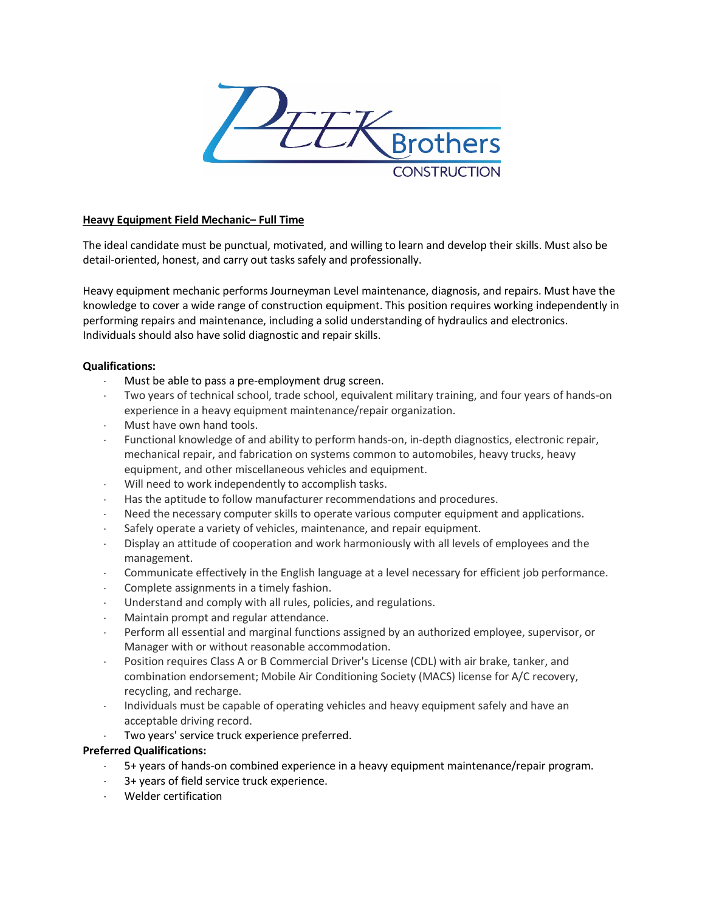**Heavy Equipment Field Mechanic– Full Time**

The ideal candidate must be punctual, motivated, and willing to learn and develop their skills. Must also be detail-oriented, honest, and carry out tasks safely and professionally.

Heavy equipment mechanic performs Journeyman Level maintenance, diagnosis, and repairs. Must have the knowledge to cover a wide range of construction equipment. This position requires working independently in performing repairs and maintenance, including a solid understanding of hydraulics and electronics. Individuals should also have solid diagnostic and repair skills.

**Qualifications:**

- Must be able to pass a pre-employment drug screen.
- Two years of technical school, trade school, equivalent military training, and four years of hands-on experience in a heavy equipment maintenance/repair organization.
- Must have own hand tools.
- Functional knowledge of and ability to perform hands-on, in-depth diagnostics, electronic repair, mechanical repair, and fabrication on systems common to automobiles, heavy trucks, heavy equipment, and other miscellaneous vehicles and equipment.
- Will need to work independently to accomplish tasks.
- Has the aptitude to follow manufacturer recommendations and procedures.
- Need the necessary computer skills to operate various computer equipment and applications.
- Safely operate a variety of vehicles, maintenance, and repair equipment.
- Display an attitude of cooperation and work harmoniously with all levels of employees and the management.
- Communicate effectively in the English language at a level necessary for efficient job performance.
- Complete assignments in a timely fashion.
- Understand and comply with all rules, policies, and regulations.
- Maintain prompt and regular attendance.
- Perform all essential and marginal functions assigned by an authorized employee, supervisor, or Manager with or without reasonable accommodation.
- Position requires Class A or B Commercial Driver's License (CDL) with air brake, tanker, and combination endorsement; Mobile Air Conditioning Society (MACS) license for A/C recovery, recycling, and recharge.
- Individuals must be capable of operating vehicles and heavy equipment safely and have an acceptable driving record.
- Two years' service truck experience preferred.

**Preferred Qualifications:**

- 5+ years of hands-on combined experience in a heavy equipment maintenance/repair program.
- 3+ years of field service truck experience.
- Welder certification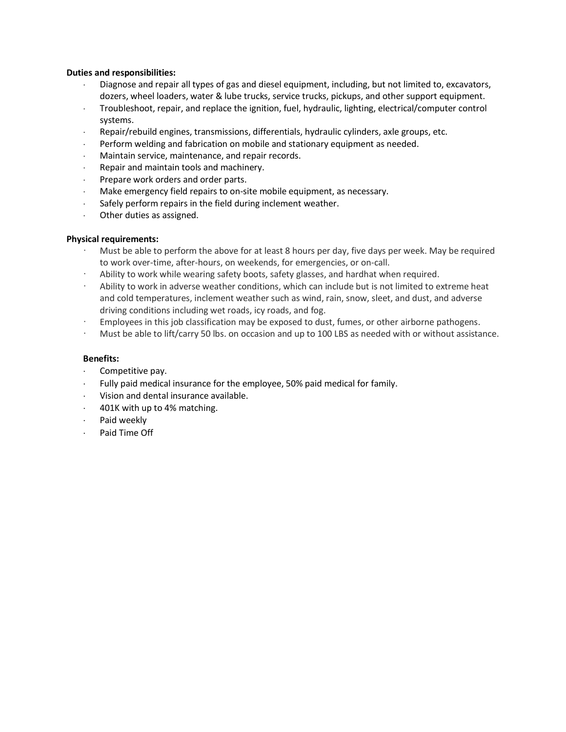**Duties and responsibilities:**

- Diagnose and repair all types of gas and diesel equipment, including, but not limited to, excavators, dozers, wheel loaders, water & lube trucks, service trucks, pickups, and other support equipment.
- Troubleshoot, repair, and replace the ignition, fuel, hydraulic, lighting, electrical/computer control systems.
- Repair/rebuild engines, transmissions, differentials, hydraulic cylinders, axle groups, etc.
- Perform welding and fabrication on mobile and stationary equipment as needed.
- Maintain service, maintenance, and repair records.
- Repair and maintain tools and machinery.
- Prepare work orders and order parts.
- Make emergency field repairs to on-site mobile equipment, as necessary.
- Safely perform repairs in the field during inclement weather.
- Other duties as assigned.

**Physical requirements:**

- Must be able to perform the above for at least 8 hours per day, five days per week. May be required to work over-time, after-hours, on weekends, for emergencies, or on-call.
- Ability to work while wearing safety boots, safety glasses, and hardhat when required.
- Ability to work in adverse weather conditions, which can include but is not limited to extreme heat and cold temperatures, inclement weather such as wind, rain, snow, sleet, and dust, and adverse driving conditions including wet roads, icy roads, and fog.
- Employees in this job classification may be exposed to dust, fumes, or other airborne pathogens.
- Must be able to lift/carry 50 lbs. on occasion and up to 100 LBS as needed with or without assistance.

**Benefits:**

- Competitive pay.
- Fully paid medical insurance for the employee, 50% paid medical for family.
- Vision and dental insurance available.
- 401K with up to 4% matching.
- Paid weekly
- Paid Time Off